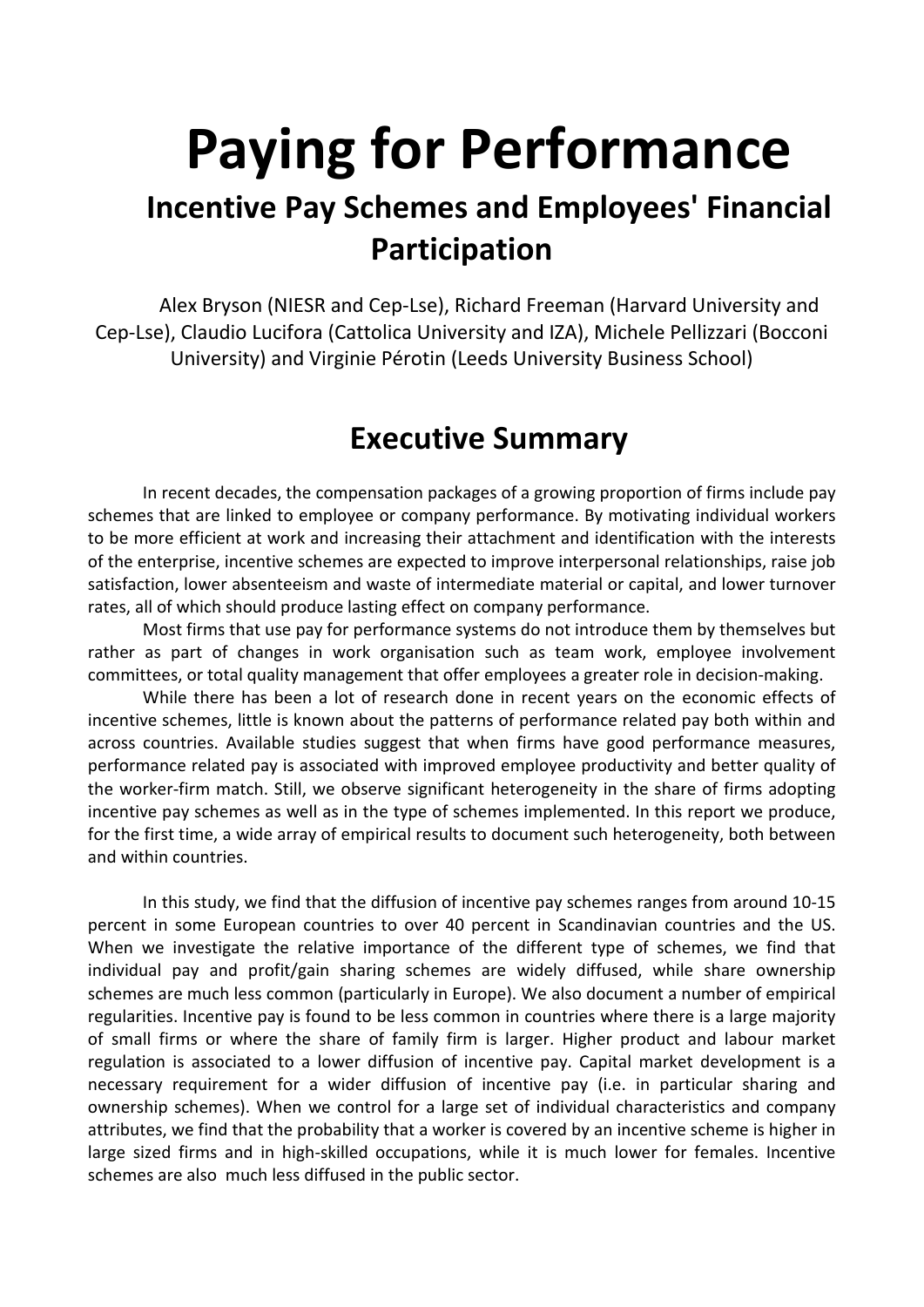# Paying for Performance

## Incentive Pay Schemes and Employees' Financial Participation

Alex Bryson (NIESR and Cep-Lse), Richard Freeman (Harvard University and Cep-Lse), Claudio Lucifora (Cattolica University and IZA), Michele Pellizzari (Bocconi University) and Virginie Pérotin (Leeds University Business School)

## Executive Summary

In recent decades, the compensation packages of a growing proportion of firms include pay schemes that are linked to employee or company performance. By motivating individual workers to be more efficient at work and increasing their attachment and identification with the interests of the enterprise, incentive schemes are expected to improve interpersonal relationships, raise job satisfaction, lower absenteeism and waste of intermediate material or capital, and lower turnover rates, all of which should produce lasting effect on company performance.

Most firms that use pay for performance systems do not introduce them by themselves but rather as part of changes in work organisation such as team work, employee involvement committees, or total quality management that offer employees a greater role in decision-making.

While there has been a lot of research done in recent years on the economic effects of incentive schemes, little is known about the patterns of performance related pay both within and across countries. Available studies suggest that when firms have good performance measures, performance related pay is associated with improved employee productivity and better quality of the worker-firm match. Still, we observe significant heterogeneity in the share of firms adopting incentive pay schemes as well as in the type of schemes implemented. In this report we produce, for the first time, a wide array of empirical results to document such heterogeneity, both between and within countries.

In this study, we find that the diffusion of incentive pay schemes ranges from around 10-15 percent in some European countries to over 40 percent in Scandinavian countries and the US. When we investigate the relative importance of the different type of schemes, we find that individual pay and profit/gain sharing schemes are widely diffused, while share ownership schemes are much less common (particularly in Europe). We also document a number of empirical regularities. Incentive pay is found to be less common in countries where there is a large majority of small firms or where the share of family firm is larger. Higher product and labour market regulation is associated to a lower diffusion of incentive pay. Capital market development is a necessary requirement for a wider diffusion of incentive pay (i.e. in particular sharing and ownership schemes). When we control for a large set of individual characteristics and company attributes, we find that the probability that a worker is covered by an incentive scheme is higher in large sized firms and in high-skilled occupations, while it is much lower for females. Incentive schemes are also much less diffused in the public sector.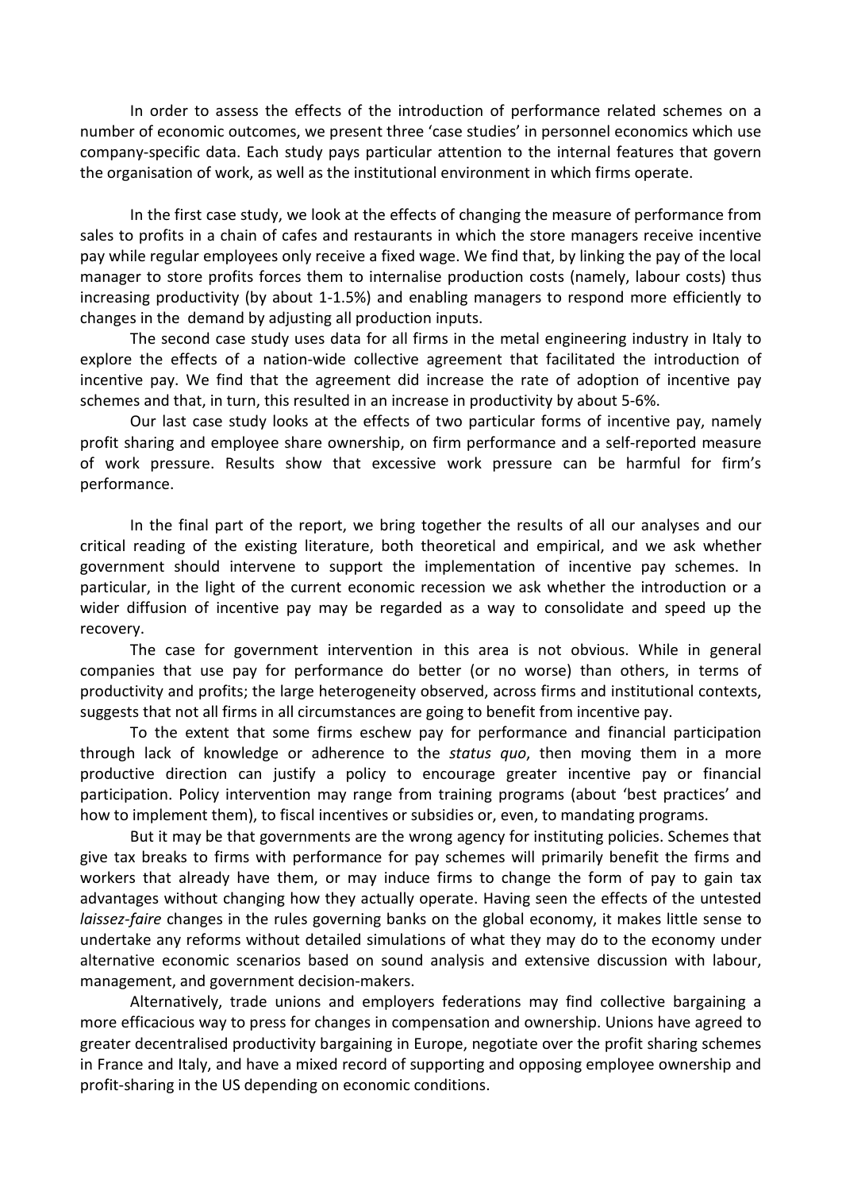In order to assess the effects of the introduction of performance related schemes on a number of economic outcomes, we present three 'case studies' in personnel economics which use company-specific data. Each study pays particular attention to the internal features that govern the organisation of work, as well as the institutional environment in which firms operate.

In the first case study, we look at the effects of changing the measure of performance from sales to profits in a chain of cafes and restaurants in which the store managers receive incentive pay while regular employees only receive a fixed wage. We find that, by linking the pay of the local manager to store profits forces them to internalise production costs (namely, labour costs) thus increasing productivity (by about 1-1.5%) and enabling managers to respond more efficiently to changes in the demand by adjusting all production inputs.

The second case study uses data for all firms in the metal engineering industry in Italy to explore the effects of a nation-wide collective agreement that facilitated the introduction of incentive pay. We find that the agreement did increase the rate of adoption of incentive pay schemes and that, in turn, this resulted in an increase in productivity by about 5-6%.

Our last case study looks at the effects of two particular forms of incentive pay, namely profit sharing and employee share ownership, on firm performance and a self-reported measure of work pressure. Results show that excessive work pressure can be harmful for firm's performance.

In the final part of the report, we bring together the results of all our analyses and our critical reading of the existing literature, both theoretical and empirical, and we ask whether government should intervene to support the implementation of incentive pay schemes. In particular, in the light of the current economic recession we ask whether the introduction or a wider diffusion of incentive pay may be regarded as a way to consolidate and speed up the recovery.

The case for government intervention in this area is not obvious. While in general companies that use pay for performance do better (or no worse) than others, in terms of productivity and profits; the large heterogeneity observed, across firms and institutional contexts, suggests that not all firms in all circumstances are going to benefit from incentive pay.

To the extent that some firms eschew pay for performance and financial participation through lack of knowledge or adherence to the *status quo*, then moving them in a more productive direction can justify a policy to encourage greater incentive pay or financial participation. Policy intervention may range from training programs (about 'best practices' and how to implement them), to fiscal incentives or subsidies or, even, to mandating programs.

But it may be that governments are the wrong agency for instituting policies. Schemes that give tax breaks to firms with performance for pay schemes will primarily benefit the firms and workers that already have them, or may induce firms to change the form of pay to gain tax advantages without changing how they actually operate. Having seen the effects of the untested *laissez-faire* changes in the rules governing banks on the global economy, it makes little sense to undertake any reforms without detailed simulations of what they may do to the economy under alternative economic scenarios based on sound analysis and extensive discussion with labour, management, and government decision-makers.

Alternatively, trade unions and employers federations may find collective bargaining a more efficacious way to press for changes in compensation and ownership. Unions have agreed to greater decentralised productivity bargaining in Europe, negotiate over the profit sharing schemes in France and Italy, and have a mixed record of supporting and opposing employee ownership and profit-sharing in the US depending on economic conditions.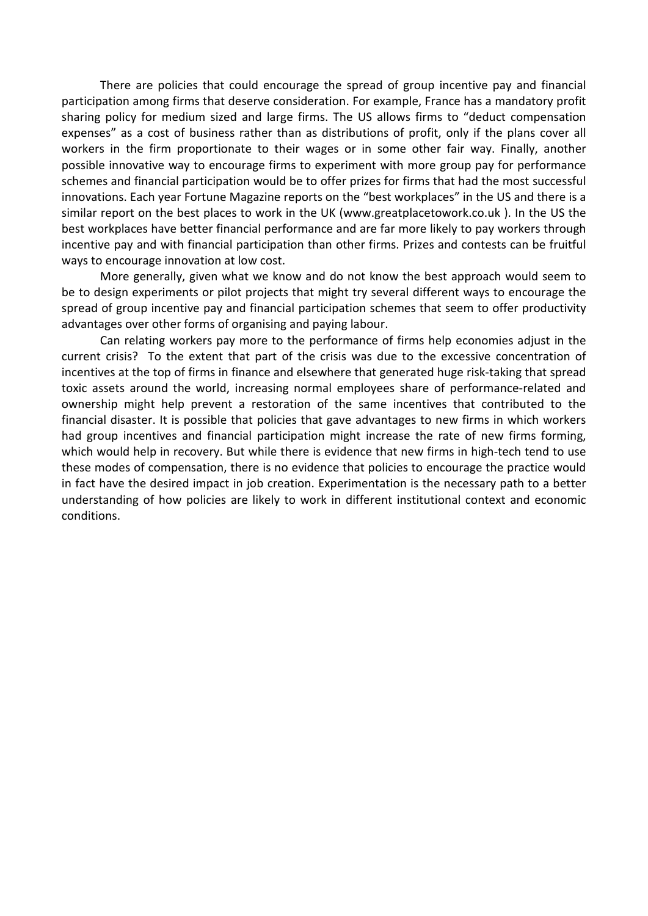There are policies that could encourage the spread of group incentive pay and financial participation among firms that deserve consideration. For example, France has a mandatory profit sharing policy for medium sized and large firms. The US allows firms to "deduct compensation expenses" as a cost of business rather than as distributions of profit, only if the plans cover all workers in the firm proportionate to their wages or in some other fair way. Finally, another possible innovative way to encourage firms to experiment with more group pay for performance schemes and financial participation would be to offer prizes for firms that had the most successful innovations. Each year Fortune Magazine reports on the "best workplaces" in the US and there is a similar report on the best places to work in the UK (www.greatplacetowork.co.uk ). In the US the best workplaces have better financial performance and are far more likely to pay workers through incentive pay and with financial participation than other firms. Prizes and contests can be fruitful ways to encourage innovation at low cost.

More generally, given what we know and do not know the best approach would seem to be to design experiments or pilot projects that might try several different ways to encourage the spread of group incentive pay and financial participation schemes that seem to offer productivity advantages over other forms of organising and paying labour.

Can relating workers pay more to the performance of firms help economies adjust in the current crisis? To the extent that part of the crisis was due to the excessive concentration of incentives at the top of firms in finance and elsewhere that generated huge risk-taking that spread toxic assets around the world, increasing normal employees share of performance-related and ownership might help prevent a restoration of the same incentives that contributed to the financial disaster. It is possible that policies that gave advantages to new firms in which workers had group incentives and financial participation might increase the rate of new firms forming, which would help in recovery. But while there is evidence that new firms in high-tech tend to use these modes of compensation, there is no evidence that policies to encourage the practice would in fact have the desired impact in job creation. Experimentation is the necessary path to a better understanding of how policies are likely to work in different institutional context and economic conditions.